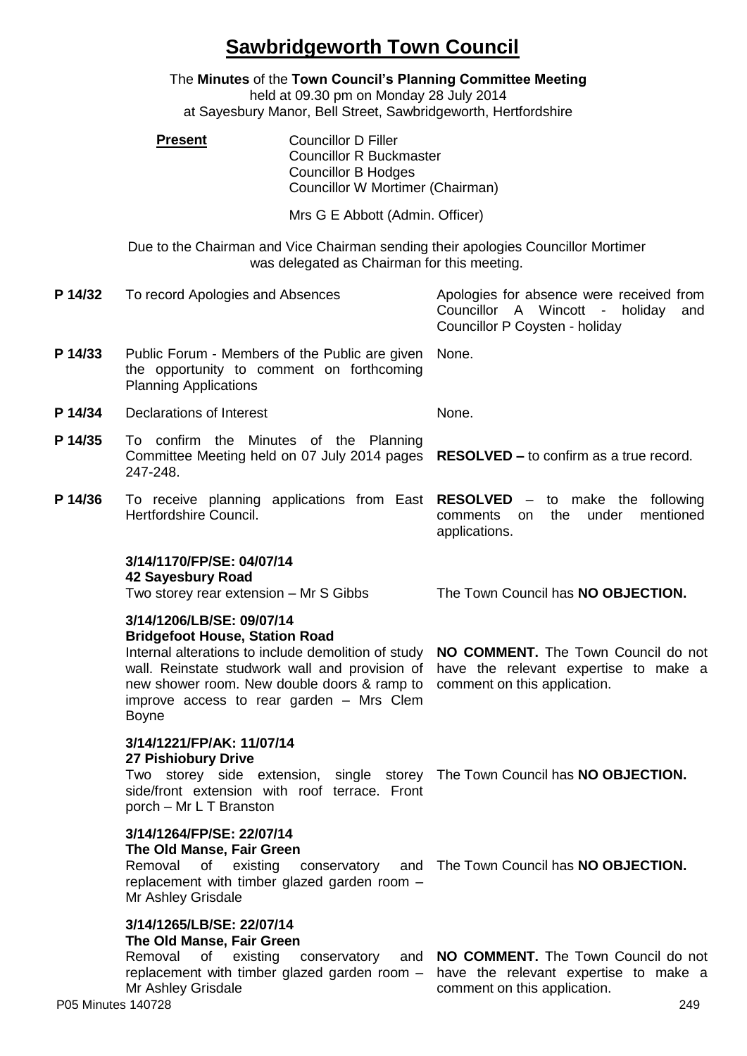# Sawbridgeworth Town Council

The **Minutes** of the **Town Council's Planning Committee Meeting**
held at 09.30 pm on Monday 28 July 2014
at Sayesbury Manor, Bell Street, Sawbridgeworth, Hertfordshire

**Present**
Councillor D Filler
Councillor R Buckmaster
Councillor B Hodges
Councillor W Mortimer (Chairman)

Mrs G E Abbott (Admin. Officer)

Due to the Chairman and Vice Chairman sending their apologies Councillor Mortimer was delegated as Chairman for this meeting.

| | | |
|---|---|---|
| **P 14/32** | To record Apologies and Absences | Apologies for absence were received from Councillor A Wincott - holiday and Councillor P Coysten - holiday |
| **P 14/33** | Public Forum - Members of the Public are given the opportunity to comment on forthcoming Planning Applications | None. |
| **P 14/34** | Declarations of Interest | None. |
| **P 14/35** | To confirm the Minutes of the Planning Committee Meeting held on 07 July 2014 pages 247-248. | **RESOLVED –** to confirm as a true record. |
| **P 14/36** | To receive planning applications from East Hertfordshire Council. | **RESOLVED** – to make the following comments on the under mentioned applications. |
| | **3/14/1170/FP/SE: 04/07/14**<br>**42 Sayesbury Road**<br>Two storey rear extension – Mr S Gibbs | The Town Council has **NO OBJECTION.** |
| | **3/14/1206/LB/SE: 09/07/14**<br>**Bridgefoot House, Station Road**<br>Internal alterations to include demolition of study wall. Reinstate studwork wall and provision of new shower room. New double doors & ramp to improve access to rear garden – Mrs Clem Boyne | **NO COMMENT.** The Town Council do not have the relevant expertise to make a comment on this application. |
| | **3/14/1221/FP/AK: 11/07/14**<br>**27 Pishiobury Drive**<br>Two storey side extension, single storey side/front extension with roof terrace. Front porch – Mr L T Branston | The Town Council has **NO OBJECTION.** |
| | **3/14/1264/FP/SE: 22/07/14**<br>**The Old Manse, Fair Green**<br>Removal of existing conservatory and replacement with timber glazed garden room – Mr Ashley Grisdale | The Town Council has **NO OBJECTION.** |
| | **3/14/1265/LB/SE: 22/07/14**<br>**The Old Manse, Fair Green**<br>Removal of existing conservatory and replacement with timber glazed garden room – Mr Ashley Grisdale | **NO COMMENT.** The Town Council do not have the relevant expertise to make a comment on this application. |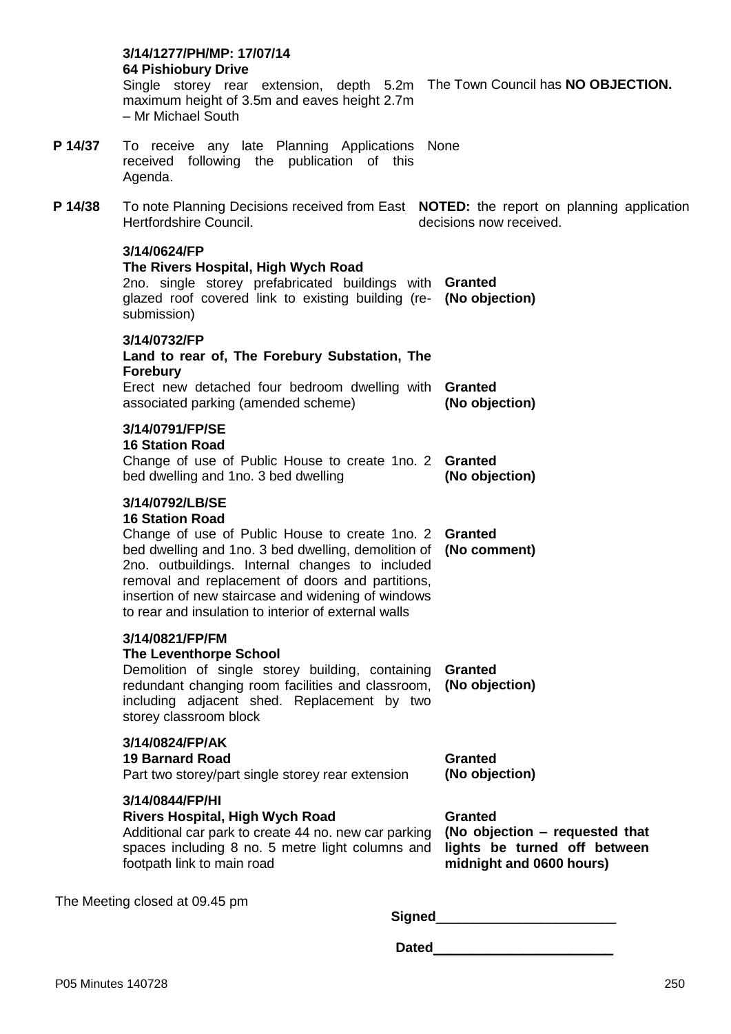**3/14/1277/PH/MP: 17/07/14**
**64 Pishiobury Drive**
Single storey rear extension, depth 5.2m maximum height of 3.5m and eaves height 2.7m – Mr Michael South

The Town Council has **NO OBJECTION.**

**P 14/37** To receive any late Planning Applications received following the publication of this Agenda.

None

**P 14/38** To note Planning Decisions received from East Hertfordshire Council.

**NOTED:** the report on planning application decisions now received.

**3/14/0624/FP**
**The Rivers Hospital, High Wych Road**
2no. single storey prefabricated buildings with glazed roof covered link to existing building (re-submission)

**Granted**
**(No objection)**

**3/14/0732/FP**
**Land to rear of, The Forebury Substation, The Forebury**
Erect new detached four bedroom dwelling with associated parking (amended scheme)

**Granted**
**(No objection)**

**3/14/0791/FP/SE**
**16 Station Road**
Change of use of Public House to create 1no. 2 bed dwelling and 1no. 3 bed dwelling

**Granted**
**(No objection)**

**3/14/0792/LB/SE**
**16 Station Road**
Change of use of Public House to create 1no. 2 bed dwelling and 1no. 3 bed dwelling, demolition of 2no. outbuildings. Internal changes to included removal and replacement of doors and partitions, insertion of new staircase and widening of windows to rear and insulation to interior of external walls

**Granted**
**(No comment)**

**3/14/0821/FP/FM**
**The Leventhorpe School**
Demolition of single storey building, containing redundant changing room facilities and classroom, including adjacent shed. Replacement by two storey classroom block

**Granted**
**(No objection)**

**3/14/0824/FP/AK**
**19 Barnard Road**
Part two storey/part single storey rear extension

**Granted**
**(No objection)**

**3/14/0844/FP/HI**
**Rivers Hospital, High Wych Road**
Additional car park to create 44 no. new car parking spaces including 8 no. 5 metre light columns and footpath link to main road

**Granted**
**(No objection – requested that lights be turned off between midnight and 0600 hours)**

The Meeting closed at 09.45 pm

**Signed**________________________

**Dated**________________________

P05 Minutes 140728